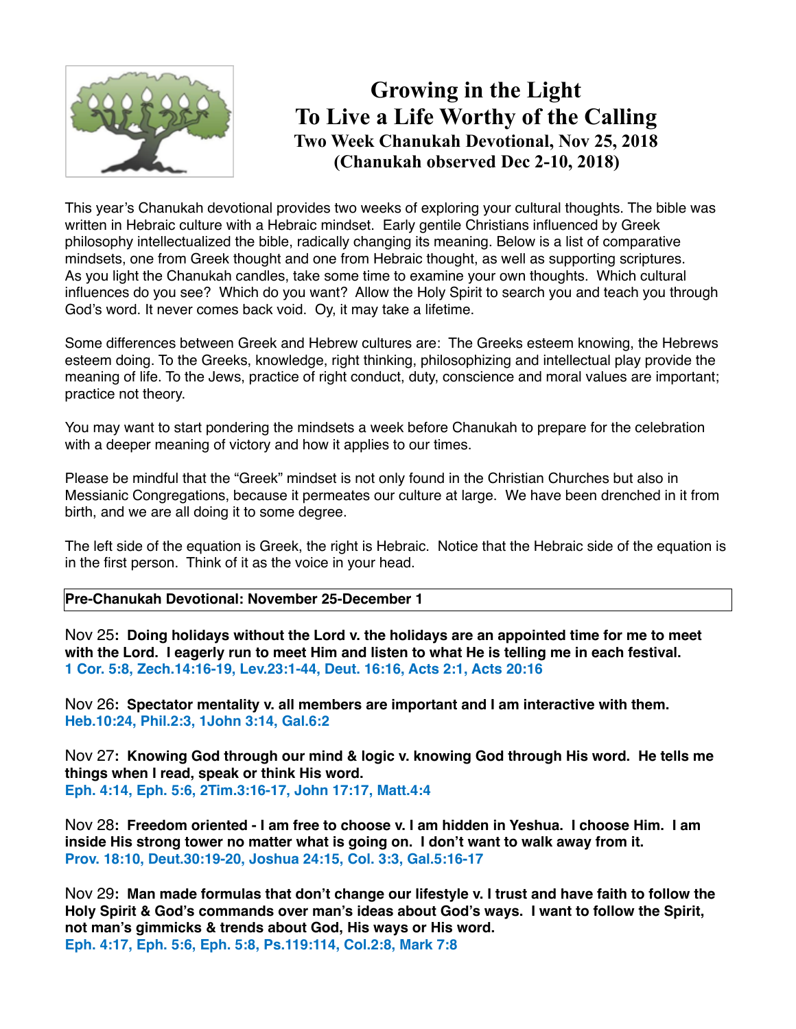# Growing in the Light
# To Live a Life Worthy of the Calling
## Two Week Chanukah Devotional, Nov 25, 2018
## (Chanukah observed Dec 2-10, 2018)

This year's Chanukah devotional provides two weeks of exploring your cultural thoughts. The bible was written in Hebraic culture with a Hebraic mindset. Early gentile Christians influenced by Greek philosophy intellectualized the bible, radically changing its meaning. Below is a list of comparative mindsets, one from Greek thought and one from Hebraic thought, as well as supporting scriptures. As you light the Chanukah candles, take some time to examine your own thoughts. Which cultural influences do you see? Which do you want? Allow the Holy Spirit to search you and teach you through God's word. It never comes back void. Oy, it may take a lifetime.

Some differences between Greek and Hebrew cultures are: The Greeks esteem knowing, the Hebrews esteem doing. To the Greeks, knowledge, right thinking, philosophizing and intellectual play provide the meaning of life. To the Jews, practice of right conduct, duty, conscience and moral values are important; practice not theory.

You may want to start pondering the mindsets a week before Chanukah to prepare for the celebration with a deeper meaning of victory and how it applies to our times.

Please be mindful that the "Greek" mindset is not only found in the Christian Churches but also in Messianic Congregations, because it permeates our culture at large. We have been drenched in it from birth, and we are all doing it to some degree.

The left side of the equation is Greek, the right is Hebraic. Notice that the Hebraic side of the equation is in the first person. Think of it as the voice in your head.

**Pre-Chanukah Devotional: November 25-December 1**

Nov 25**: Doing holidays without the Lord v. the holidays are an appointed time for me to meet with the Lord. I eagerly run to meet Him and listen to what He is telling me in each festival.**
**1 Cor. 5:8, Zech.14:16-19, Lev.23:1-44, Deut. 16:16, Acts 2:1, Acts 20:16**

Nov 26**: Spectator mentality v. all members are important and I am interactive with them.**
**Heb.10:24, Phil.2:3, 1John 3:14, Gal.6:2**

Nov 27**: Knowing God through our mind & logic v. knowing God through His word. He tells me things when I read, speak or think His word.**
**Eph. 4:14, Eph. 5:6, 2Tim.3:16-17, John 17:17, Matt.4:4**

Nov 28**: Freedom oriented - I am free to choose v. I am hidden in Yeshua. I choose Him. I am inside His strong tower no matter what is going on. I don't want to walk away from it.**
**Prov. 18:10, Deut.30:19-20, Joshua 24:15, Col. 3:3, Gal.5:16-17**

Nov 29**: Man made formulas that don't change our lifestyle v. I trust and have faith to follow the Holy Spirit & God's commands over man's ideas about God's ways. I want to follow the Spirit, not man's gimmicks & trends about God, His ways or His word.**
**Eph. 4:17, Eph. 5:6, Eph. 5:8, Ps.119:114, Col.2:8, Mark 7:8**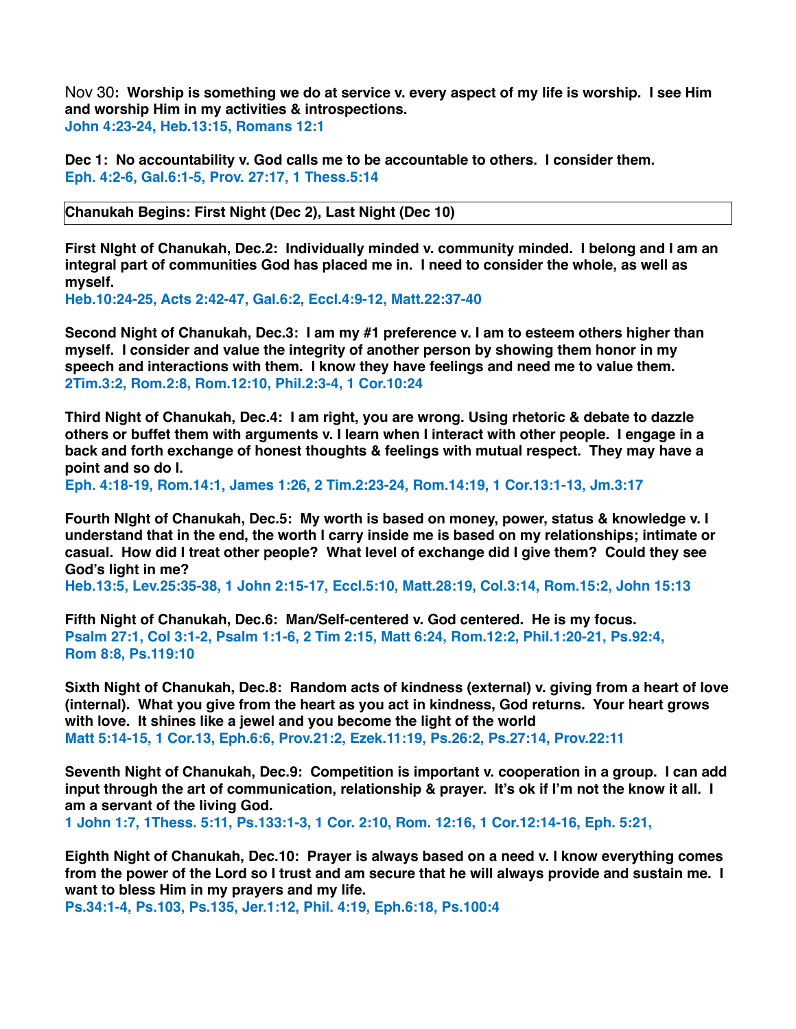Nov 30**: Worship is something we do at service v. every aspect of my life is worship. I see Him and worship Him in my activities & introspections.**
**John 4:23-24, Heb.13:15, Romans 12:1**

**Dec 1: No accountability v. God calls me to be accountable to others. I consider them.**
**Eph. 4:2-6, Gal.6:1-5, Prov. 27:17, 1 Thess.5:14**

| **Chanukah Begins: First Night (Dec 2), Last Night (Dec 10)** |
|---|

**First NIght of Chanukah, Dec.2: Individually minded v. community minded. I belong and I am an integral part of communities God has placed me in. I need to consider the whole, as well as myself.**
**Heb.10:24-25, Acts 2:42-47, Gal.6:2, Eccl.4:9-12, Matt.22:37-40**

**Second Night of Chanukah, Dec.3: I am my #1 preference v. I am to esteem others higher than myself. I consider and value the integrity of another person by showing them honor in my speech and interactions with them. I know they have feelings and need me to value them.**
**2Tim.3:2, Rom.2:8, Rom.12:10, Phil.2:3-4, 1 Cor.10:24**

**Third Night of Chanukah, Dec.4: I am right, you are wrong. Using rhetoric & debate to dazzle others or buffet them with arguments v. I learn when I interact with other people. I engage in a back and forth exchange of honest thoughts & feelings with mutual respect. They may have a point and so do I.**
**Eph. 4:18-19, Rom.14:1, James 1:26, 2 Tim.2:23-24, Rom.14:19, 1 Cor.13:1-13, Jm.3:17**

**Fourth NIght of Chanukah, Dec.5: My worth is based on money, power, status & knowledge v. I understand that in the end, the worth I carry inside me is based on my relationships; intimate or casual. How did I treat other people? What level of exchange did I give them? Could they see God's light in me?**
**Heb.13:5, Lev.25:35-38, 1 John 2:15-17, Eccl.5:10, Matt.28:19, Col.3:14, Rom.15:2, John 15:13**

**Fifth Night of Chanukah, Dec.6: Man/Self-centered v. God centered. He is my focus.**
**Psalm 27:1, Col 3:1-2, Psalm 1:1-6, 2 Tim 2:15, Matt 6:24, Rom.12:2, Phil.1:20-21, Ps.92:4, Rom 8:8, Ps.119:10**

**Sixth Night of Chanukah, Dec.8: Random acts of kindness (external) v. giving from a heart of love (internal). What you give from the heart as you act in kindness, God returns. Your heart grows with love. It shines like a jewel and you become the light of the world**
**Matt 5:14-15, 1 Cor.13, Eph.6:6, Prov.21:2, Ezek.11:19, Ps.26:2, Ps.27:14, Prov.22:11**

**Seventh Night of Chanukah, Dec.9: Competition is important v. cooperation in a group. I can add input through the art of communication, relationship & prayer. It's ok if I'm not the know it all. I am a servant of the living God.**
**1 John 1:7, 1Thess. 5:11, Ps.133:1-3, 1 Cor. 2:10, Rom. 12:16, 1 Cor.12:14-16, Eph. 5:21,**

**Eighth Night of Chanukah, Dec.10: Prayer is always based on a need v. I know everything comes from the power of the Lord so I trust and am secure that he will always provide and sustain me. I want to bless Him in my prayers and my life.**
**Ps.34:1-4, Ps.103, Ps.135, Jer.1:12, Phil. 4:19, Eph.6:18, Ps.100:4**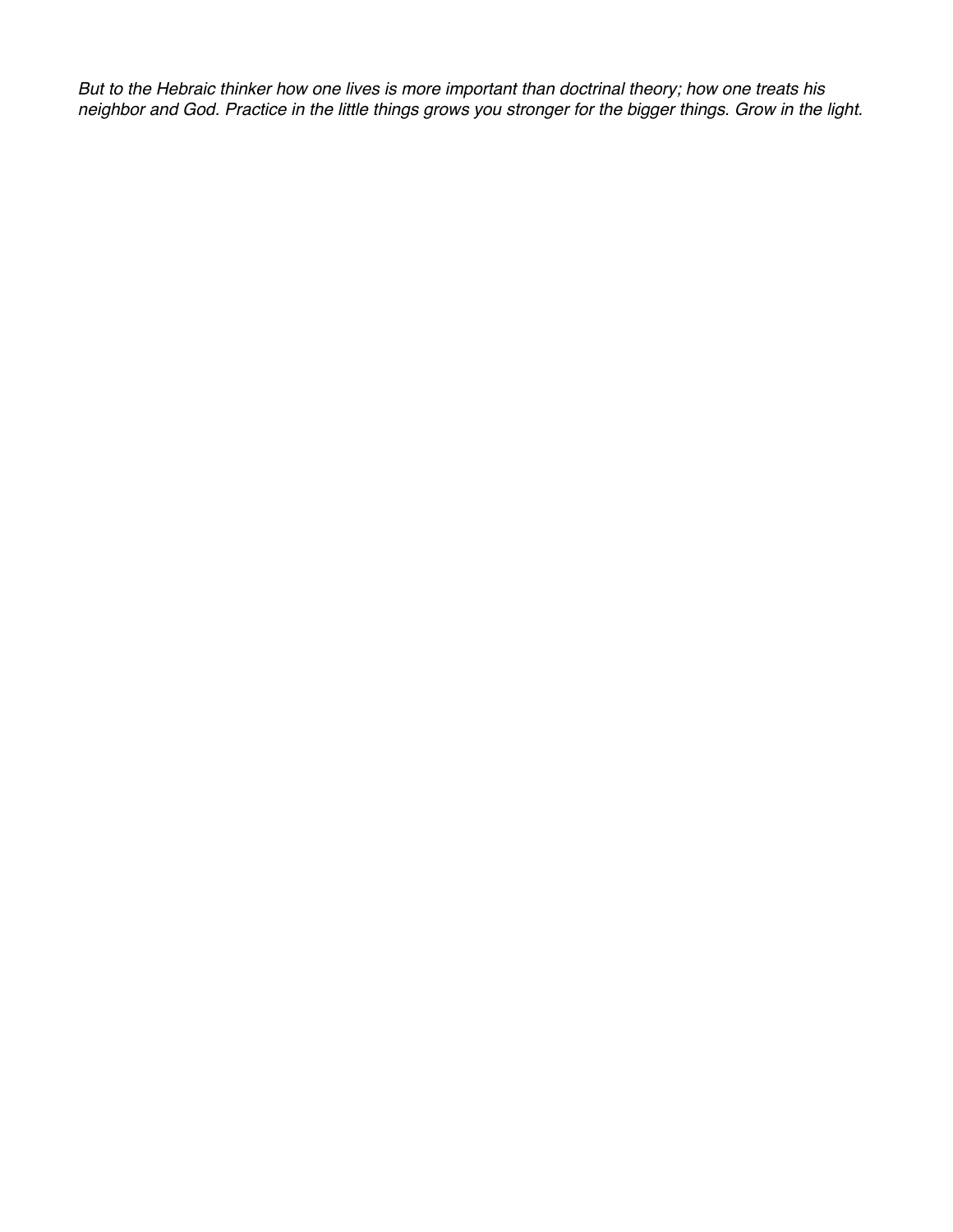*But to the Hebraic thinker how one lives is more important than doctrinal theory; how one treats his neighbor and God. Practice in the little things grows you stronger for the bigger things. Grow in the light.*